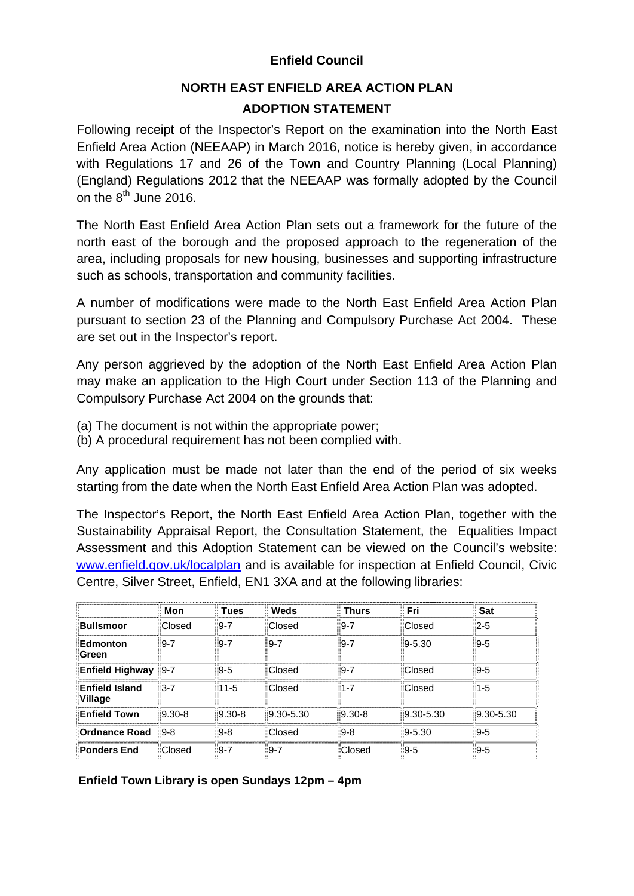# Enfield Council

## NORTH EAST ENFIELD AREA ACTION PLAN

## ADOPTION STATEMENT

Following receipt of the Inspector's Report on the examination into the North East Enfield Area Action (NEEAAP) in March 2016, notice is hereby given, in accordance with Regulations 17 and 26 of the Town and Country Planning (Local Planning) (England) Regulations 2012 that the NEEAAP was formally adopted by the Council on the 8th June 2016.

The North East Enfield Area Action Plan sets out a framework for the future of the north east of the borough and the proposed approach to the regeneration of the area, including proposals for new housing, businesses and supporting infrastructure such as schools, transportation and community facilities.

A number of modifications were made to the North East Enfield Area Action Plan pursuant to section 23 of the Planning and Compulsory Purchase Act 2004. These are set out in the Inspector's report.

Any person aggrieved by the adoption of the North East Enfield Area Action Plan may make an application to the High Court under Section 113 of the Planning and Compulsory Purchase Act 2004 on the grounds that:

(a) The document is not within the appropriate power;
(b) A procedural requirement has not been complied with.

Any application must be made not later than the end of the period of six weeks starting from the date when the North East Enfield Area Action Plan was adopted.

The Inspector's Report, the North East Enfield Area Action Plan, together with the Sustainability Appraisal Report, the Consultation Statement, the Equalities Impact Assessment and this Adoption Statement can be viewed on the Council's website: www.enfield.gov.uk/localplan and is available for inspection at Enfield Council, Civic Centre, Silver Street, Enfield, EN1 3XA and at the following libraries:

| | Mon | Tues | Weds | Thurs | Fri | Sat |
|---|---|---|---|---|---|---|
| **Bullsmoor** | Closed | 9-7 | Closed | 9-7 | Closed | 2-5 |
| **Edmonton Green** | 9-7 | 9-7 | 9-7 | 9-7 | 9-5.30 | 9-5 |
| **Enfield Highway** | 9-7 | 9-5 | Closed | 9-7 | Closed | 9-5 |
| **Enfield Island Village** | 3-7 | 11-5 | Closed | 1-7 | Closed | 1-5 |
| **Enfield Town** | 9.30-8 | 9.30-8 | 9.30-5.30 | 9.30-8 | 9.30-5.30 | 9.30-5.30 |
| **Ordnance Road** | 9-8 | 9-8 | Closed | 9-8 | 9-5.30 | 9-5 |
| **Ponders End** | Closed | 9-7 | 9-7 | Closed | 9-5 | 9-5 |

**Enfield Town Library is open Sundays 12pm – 4pm**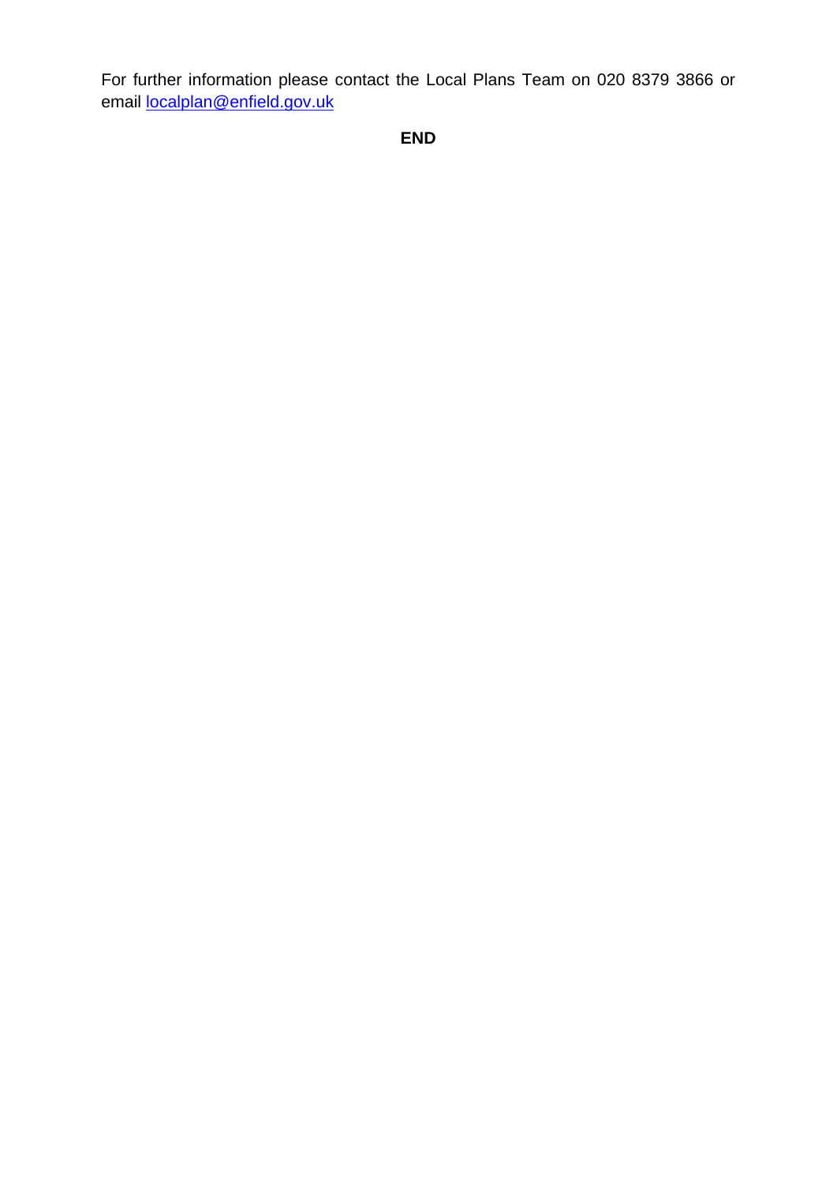For further information please contact the Local Plans Team on 020 8379 3866 or email localplan@enfield.gov.uk

**END**